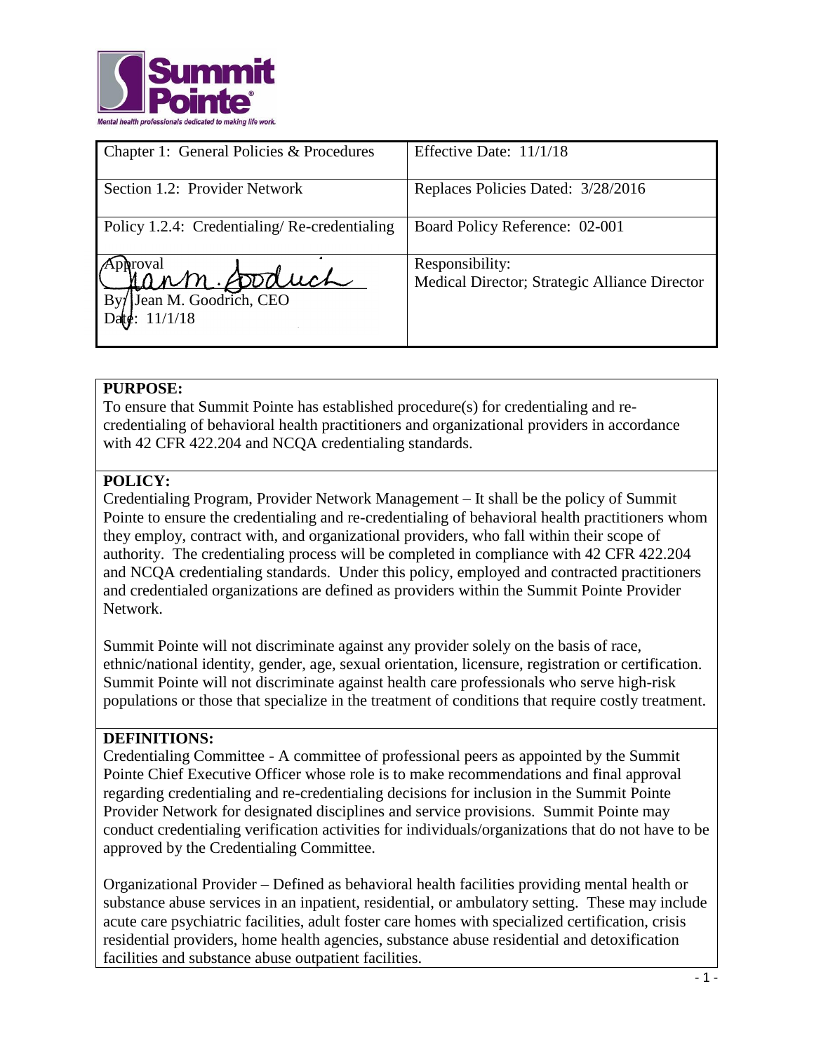| Chapter 1: General Policies & Procedures | Effective Date: 11/1/18 |
| --- | --- |
| Section 1.2: Provider Network | Replaces Policies Dated: 3/28/2016 |
| Policy 1.2.4: Credentialing/ Re-credentialing | Board Policy Reference: 02-001 |
| Approval<br>Jean M. Goodrich<br>By: Jean M. Goodrich, CEO<br>Date: 11/1/18 | Responsibility:<br>Medical Director; Strategic Alliance Director |

**PURPOSE:**

To ensure that Summit Pointe has established procedure(s) for credentialing and re-credentialing of behavioral health practitioners and organizational providers in accordance with 42 CFR 422.204 and NCQA credentialing standards.

**POLICY:**

Credentialing Program, Provider Network Management – It shall be the policy of Summit Pointe to ensure the credentialing and re-credentialing of behavioral health practitioners whom they employ, contract with, and organizational providers, who fall within their scope of authority. The credentialing process will be completed in compliance with 42 CFR 422.204 and NCQA credentialing standards. Under this policy, employed and contracted practitioners and credentialed organizations are defined as providers within the Summit Pointe Provider Network.

Summit Pointe will not discriminate against any provider solely on the basis of race, ethnic/national identity, gender, age, sexual orientation, licensure, registration or certification. Summit Pointe will not discriminate against health care professionals who serve high-risk populations or those that specialize in the treatment of conditions that require costly treatment.

**DEFINITIONS:**

Credentialing Committee - A committee of professional peers as appointed by the Summit Pointe Chief Executive Officer whose role is to make recommendations and final approval regarding credentialing and re-credentialing decisions for inclusion in the Summit Pointe Provider Network for designated disciplines and service provisions. Summit Pointe may conduct credentialing verification activities for individuals/organizations that do not have to be approved by the Credentialing Committee.

Organizational Provider – Defined as behavioral health facilities providing mental health or substance abuse services in an inpatient, residential, or ambulatory setting. These may include acute care psychiatric facilities, adult foster care homes with specialized certification, crisis residential providers, home health agencies, substance abuse residential and detoxification facilities and substance abuse outpatient facilities.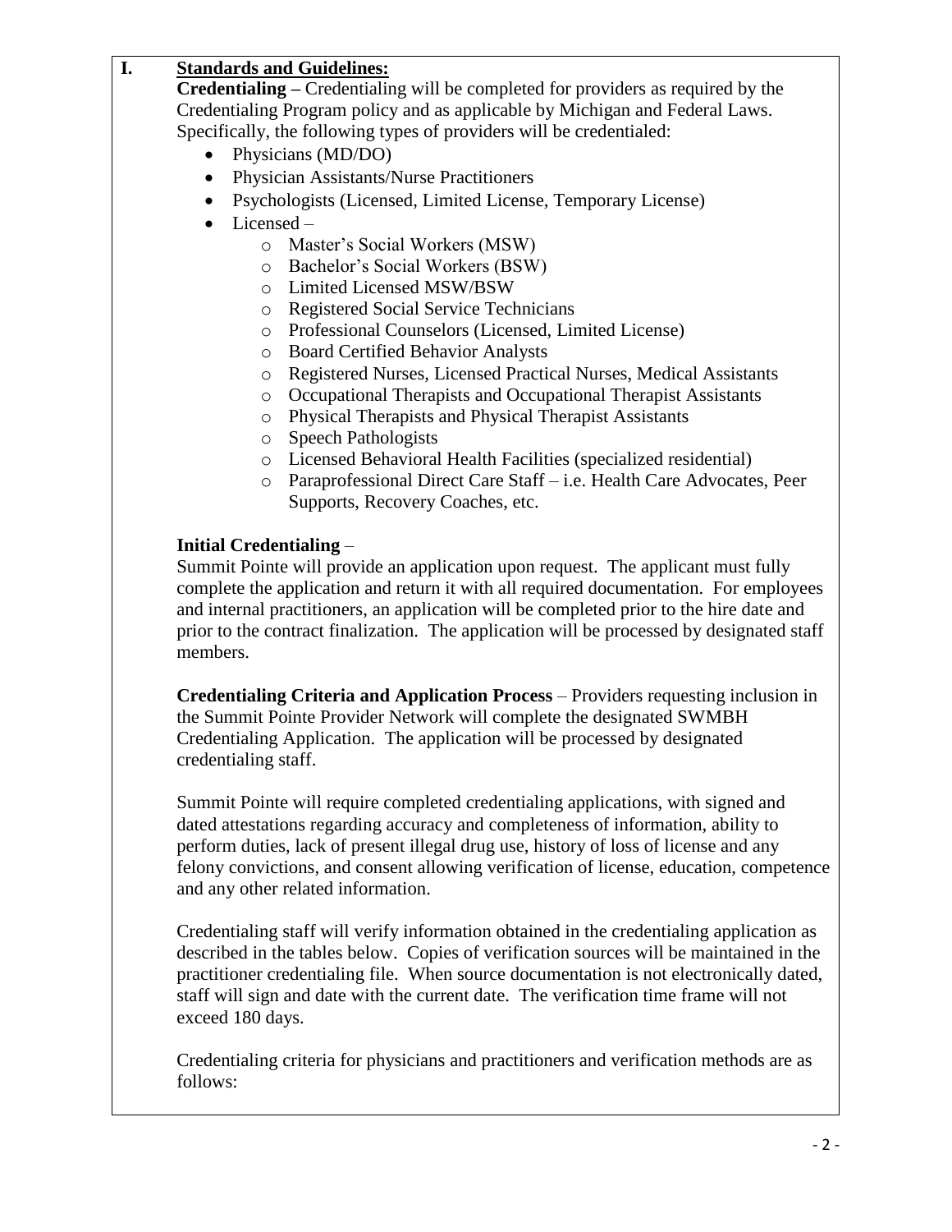## I. Standards and Guidelines:

**Credentialing –** Credentialing will be completed for providers as required by the Credentialing Program policy and as applicable by Michigan and Federal Laws. Specifically, the following types of providers will be credentialed:

- Physicians (MD/DO)
- Physician Assistants/Nurse Practitioners
- Psychologists (Licensed, Limited License, Temporary License)
- Licensed –
  - Master's Social Workers (MSW)
  - Bachelor's Social Workers (BSW)
  - Limited Licensed MSW/BSW
  - Registered Social Service Technicians
  - Professional Counselors (Licensed, Limited License)
  - Board Certified Behavior Analysts
  - Registered Nurses, Licensed Practical Nurses, Medical Assistants
  - Occupational Therapists and Occupational Therapist Assistants
  - Physical Therapists and Physical Therapist Assistants
  - Speech Pathologists
  - Licensed Behavioral Health Facilities (specialized residential)
  - Paraprofessional Direct Care Staff – i.e. Health Care Advocates, Peer Supports, Recovery Coaches, etc.

**Initial Credentialing** –
Summit Pointe will provide an application upon request. The applicant must fully complete the application and return it with all required documentation. For employees and internal practitioners, an application will be completed prior to the hire date and prior to the contract finalization. The application will be processed by designated staff members.

**Credentialing Criteria and Application Process** – Providers requesting inclusion in the Summit Pointe Provider Network will complete the designated SWMBH Credentialing Application. The application will be processed by designated credentialing staff.

Summit Pointe will require completed credentialing applications, with signed and dated attestations regarding accuracy and completeness of information, ability to perform duties, lack of present illegal drug use, history of loss of license and any felony convictions, and consent allowing verification of license, education, competence and any other related information.

Credentialing staff will verify information obtained in the credentialing application as described in the tables below. Copies of verification sources will be maintained in the practitioner credentialing file. When source documentation is not electronically dated, staff will sign and date with the current date. The verification time frame will not exceed 180 days.

Credentialing criteria for physicians and practitioners and verification methods are as follows: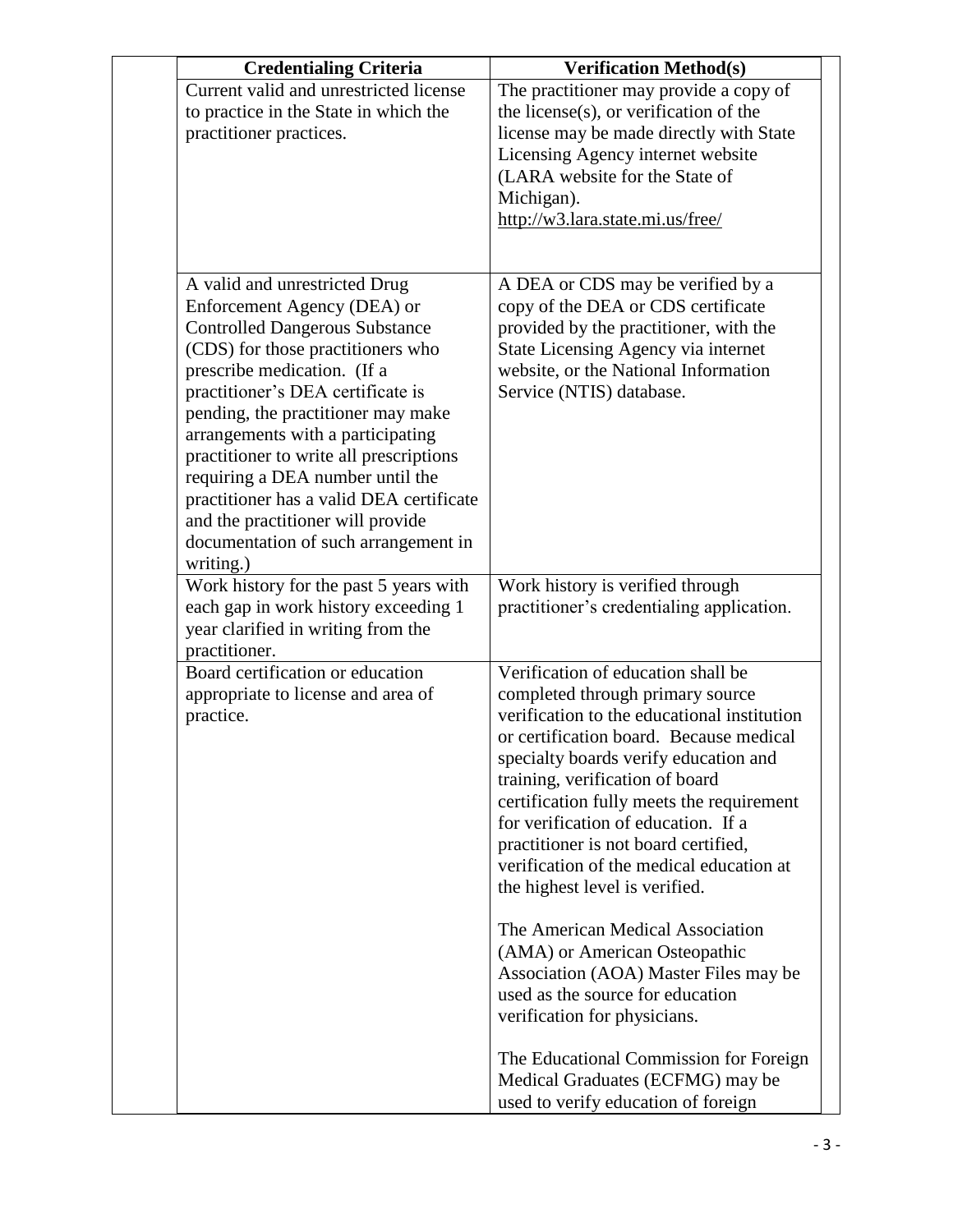| Credentialing Criteria | Verification Method(s) |
|---|---|
| Current valid and unrestricted license to practice in the State in which the practitioner practices. | The practitioner may provide a copy of the license(s), or verification of the license may be made directly with State Licensing Agency internet website (LARA website for the State of Michigan). http://w3.lara.state.mi.us/free/ |
| A valid and unrestricted Drug Enforcement Agency (DEA) or Controlled Dangerous Substance (CDS) for those practitioners who prescribe medication. (If a practitioner's DEA certificate is pending, the practitioner may make arrangements with a participating practitioner to write all prescriptions requiring a DEA number until the practitioner has a valid DEA certificate and the practitioner will provide documentation of such arrangement in writing.) | A DEA or CDS may be verified by a copy of the DEA or CDS certificate provided by the practitioner, with the State Licensing Agency via internet website, or the National Information Service (NTIS) database. |
| Work history for the past 5 years with each gap in work history exceeding 1 year clarified in writing from the practitioner. | Work history is verified through practitioner's credentialing application. |
| Board certification or education appropriate to license and area of practice. | Verification of education shall be completed through primary source verification to the educational institution or certification board. Because medical specialty boards verify education and training, verification of board certification fully meets the requirement for verification of education. If a practitioner is not board certified, verification of the medical education at the highest level is verified.<br><br>The American Medical Association (AMA) or American Osteopathic Association (AOA) Master Files may be used as the source for education verification for physicians.<br><br>The Educational Commission for Foreign Medical Graduates (ECFMG) may be used to verify education of foreign |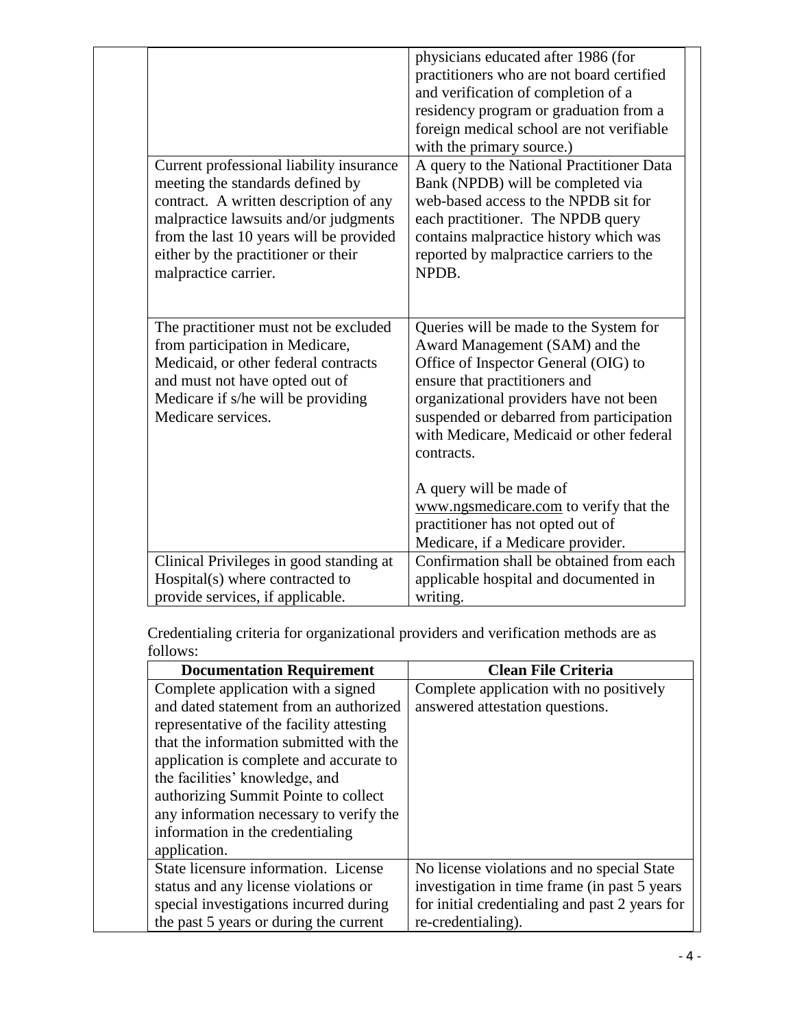| | |
|---|---|
| | physicians educated after 1986 (for practitioners who are not board certified and verification of completion of a residency program or graduation from a foreign medical school are not verifiable with the primary source.) |
| Current professional liability insurance meeting the standards defined by contract. A written description of any malpractice lawsuits and/or judgments from the last 10 years will be provided either by the practitioner or their malpractice carrier. | A query to the National Practitioner Data Bank (NPDB) will be completed via web-based access to the NPDB sit for each practitioner. The NPDB query contains malpractice history which was reported by malpractice carriers to the NPDB. |
| The practitioner must not be excluded from participation in Medicare, Medicaid, or other federal contracts and must not have opted out of Medicare if s/he will be providing Medicare services. | Queries will be made to the System for Award Management (SAM) and the Office of Inspector General (OIG) to ensure that practitioners and organizational providers have not been suspended or debarred from participation with Medicare, Medicaid or other federal contracts.<br><br>A query will be made of www.ngsmedicare.com to verify that the practitioner has not opted out of Medicare, if a Medicare provider. |
| Clinical Privileges in good standing at Hospital(s) where contracted to provide services, if applicable. | Confirmation shall be obtained from each applicable hospital and documented in writing. |

Credentialing criteria for organizational providers and verification methods are as follows:

| Documentation Requirement | Clean File Criteria |
|---|---|
| Complete application with a signed and dated statement from an authorized representative of the facility attesting that the information submitted with the application is complete and accurate to the facilities' knowledge, and authorizing Summit Pointe to collect any information necessary to verify the information in the credentialing application. | Complete application with no positively answered attestation questions. |
| State licensure information. License status and any license violations or special investigations incurred during the past 5 years or during the current | No license violations and no special State investigation in time frame (in past 5 years for initial credentialing and past 2 years for re-credentialing). |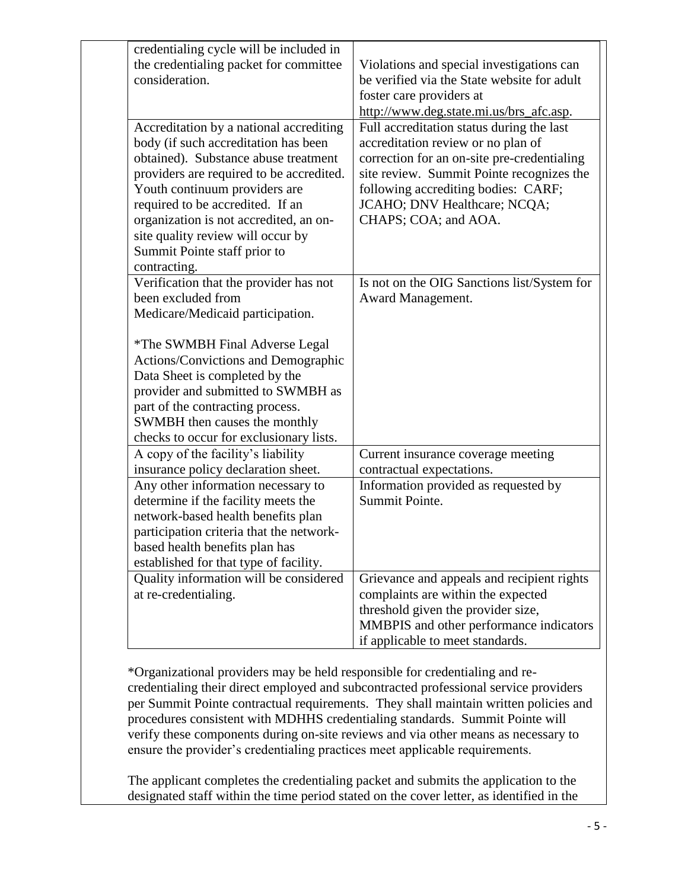| | |
|---|---|
| credentialing cycle will be included in the credentialing packet for committee consideration. | Violations and special investigations can be verified via the State website for adult foster care providers at http://www.deg.state.mi.us/brs_afc.asp. |
| Accreditation by a national accrediting body (if such accreditation has been obtained). Substance abuse treatment providers are required to be accredited. Youth continuum providers are required to be accredited. If an organization is not accredited, an on-site quality review will occur by Summit Pointe staff prior to contracting. | Full accreditation status during the last accreditation review or no plan of correction for an on-site pre-credentialing site review. Summit Pointe recognizes the following accrediting bodies: CARF; JCAHO; DNV Healthcare; NCQA; CHAPS; COA; and AOA. |
| Verification that the provider has not been excluded from Medicare/Medicaid participation.<br><br>*The SWMBH Final Adverse Legal Actions/Convictions and Demographic Data Sheet is completed by the provider and submitted to SWMBH as part of the contracting process. SWMBH then causes the monthly checks to occur for exclusionary lists. | Is not on the OIG Sanctions list/System for Award Management. |
| A copy of the facility's liability insurance policy declaration sheet. | Current insurance coverage meeting contractual expectations. |
| Any other information necessary to determine if the facility meets the network-based health benefits plan participation criteria that the network-based health benefits plan has established for that type of facility. | Information provided as requested by Summit Pointe. |
| Quality information will be considered at re-credentialing. | Grievance and appeals and recipient rights complaints are within the expected threshold given the provider size, MMBPIS and other performance indicators if applicable to meet standards. |

*Organizational providers may be held responsible for credentialing and re-credentialing their direct employed and subcontracted professional service providers per Summit Pointe contractual requirements. They shall maintain written policies and procedures consistent with MDHHS credentialing standards. Summit Pointe will verify these components during on-site reviews and via other means as necessary to ensure the provider's credentialing practices meet applicable requirements.

The applicant completes the credentialing packet and submits the application to the designated staff within the time period stated on the cover letter, as identified in the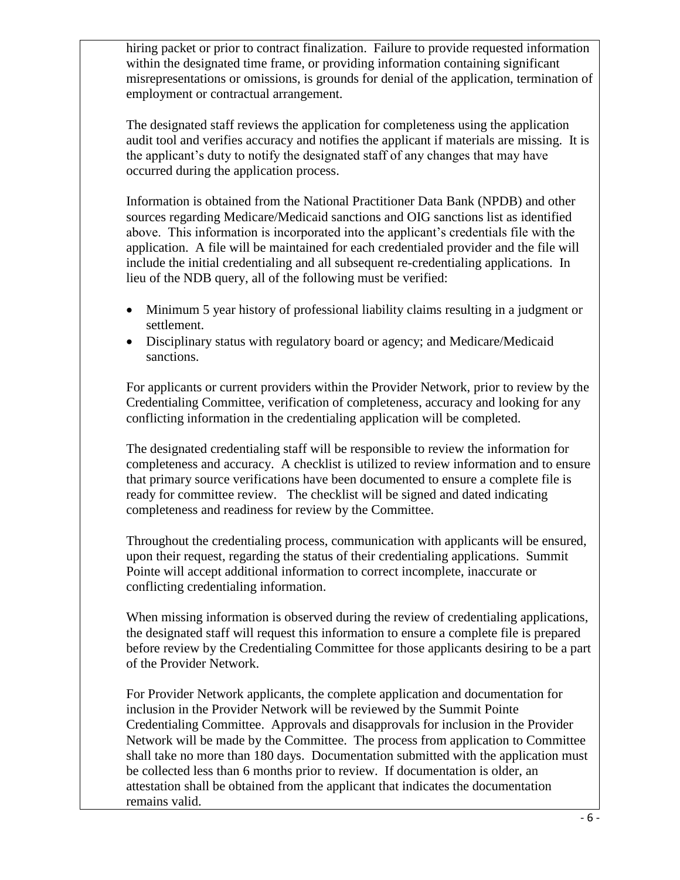hiring packet or prior to contract finalization. Failure to provide requested information within the designated time frame, or providing information containing significant misrepresentations or omissions, is grounds for denial of the application, termination of employment or contractual arrangement.

The designated staff reviews the application for completeness using the application audit tool and verifies accuracy and notifies the applicant if materials are missing. It is the applicant's duty to notify the designated staff of any changes that may have occurred during the application process.

Information is obtained from the National Practitioner Data Bank (NPDB) and other sources regarding Medicare/Medicaid sanctions and OIG sanctions list as identified above. This information is incorporated into the applicant's credentials file with the application. A file will be maintained for each credentialed provider and the file will include the initial credentialing and all subsequent re-credentialing applications. In lieu of the NDB query, all of the following must be verified:

- Minimum 5 year history of professional liability claims resulting in a judgment or settlement.
- Disciplinary status with regulatory board or agency; and Medicare/Medicaid sanctions.

For applicants or current providers within the Provider Network, prior to review by the Credentialing Committee, verification of completeness, accuracy and looking for any conflicting information in the credentialing application will be completed.

The designated credentialing staff will be responsible to review the information for completeness and accuracy. A checklist is utilized to review information and to ensure that primary source verifications have been documented to ensure a complete file is ready for committee review. The checklist will be signed and dated indicating completeness and readiness for review by the Committee.

Throughout the credentialing process, communication with applicants will be ensured, upon their request, regarding the status of their credentialing applications. Summit Pointe will accept additional information to correct incomplete, inaccurate or conflicting credentialing information.

When missing information is observed during the review of credentialing applications, the designated staff will request this information to ensure a complete file is prepared before review by the Credentialing Committee for those applicants desiring to be a part of the Provider Network.

For Provider Network applicants, the complete application and documentation for inclusion in the Provider Network will be reviewed by the Summit Pointe Credentialing Committee. Approvals and disapprovals for inclusion in the Provider Network will be made by the Committee. The process from application to Committee shall take no more than 180 days. Documentation submitted with the application must be collected less than 6 months prior to review. If documentation is older, an attestation shall be obtained from the applicant that indicates the documentation remains valid.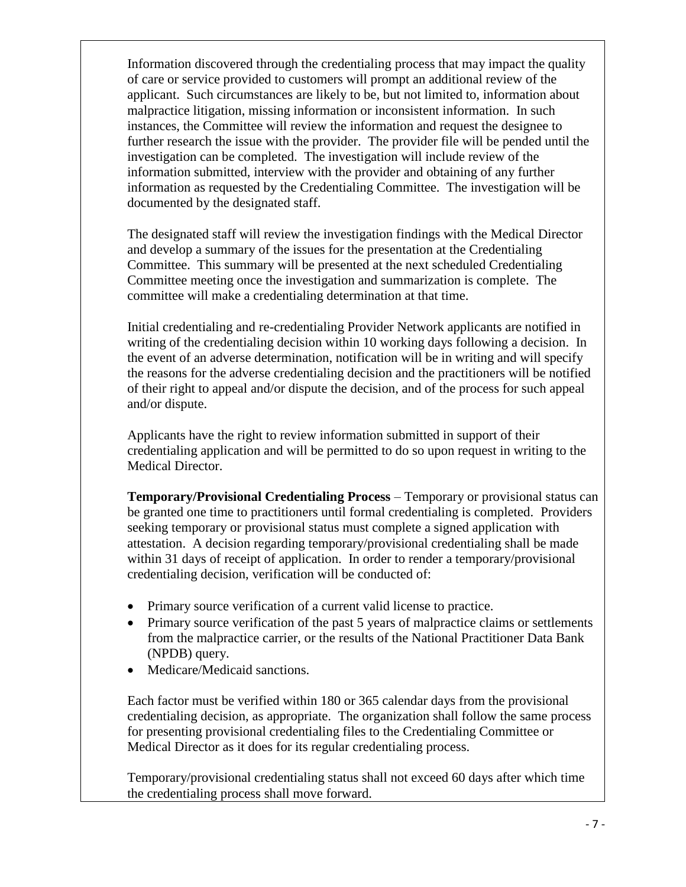Information discovered through the credentialing process that may impact the quality of care or service provided to customers will prompt an additional review of the applicant. Such circumstances are likely to be, but not limited to, information about malpractice litigation, missing information or inconsistent information. In such instances, the Committee will review the information and request the designee to further research the issue with the provider. The provider file will be pended until the investigation can be completed. The investigation will include review of the information submitted, interview with the provider and obtaining of any further information as requested by the Credentialing Committee. The investigation will be documented by the designated staff.

The designated staff will review the investigation findings with the Medical Director and develop a summary of the issues for the presentation at the Credentialing Committee. This summary will be presented at the next scheduled Credentialing Committee meeting once the investigation and summarization is complete. The committee will make a credentialing determination at that time.

Initial credentialing and re-credentialing Provider Network applicants are notified in writing of the credentialing decision within 10 working days following a decision. In the event of an adverse determination, notification will be in writing and will specify the reasons for the adverse credentialing decision and the practitioners will be notified of their right to appeal and/or dispute the decision, and of the process for such appeal and/or dispute.

Applicants have the right to review information submitted in support of their credentialing application and will be permitted to do so upon request in writing to the Medical Director.

**Temporary/Provisional Credentialing Process** – Temporary or provisional status can be granted one time to practitioners until formal credentialing is completed. Providers seeking temporary or provisional status must complete a signed application with attestation. A decision regarding temporary/provisional credentialing shall be made within 31 days of receipt of application. In order to render a temporary/provisional credentialing decision, verification will be conducted of:

- Primary source verification of a current valid license to practice.
- Primary source verification of the past 5 years of malpractice claims or settlements from the malpractice carrier, or the results of the National Practitioner Data Bank (NPDB) query.
- Medicare/Medicaid sanctions.

Each factor must be verified within 180 or 365 calendar days from the provisional credentialing decision, as appropriate. The organization shall follow the same process for presenting provisional credentialing files to the Credentialing Committee or Medical Director as it does for its regular credentialing process.

Temporary/provisional credentialing status shall not exceed 60 days after which time the credentialing process shall move forward.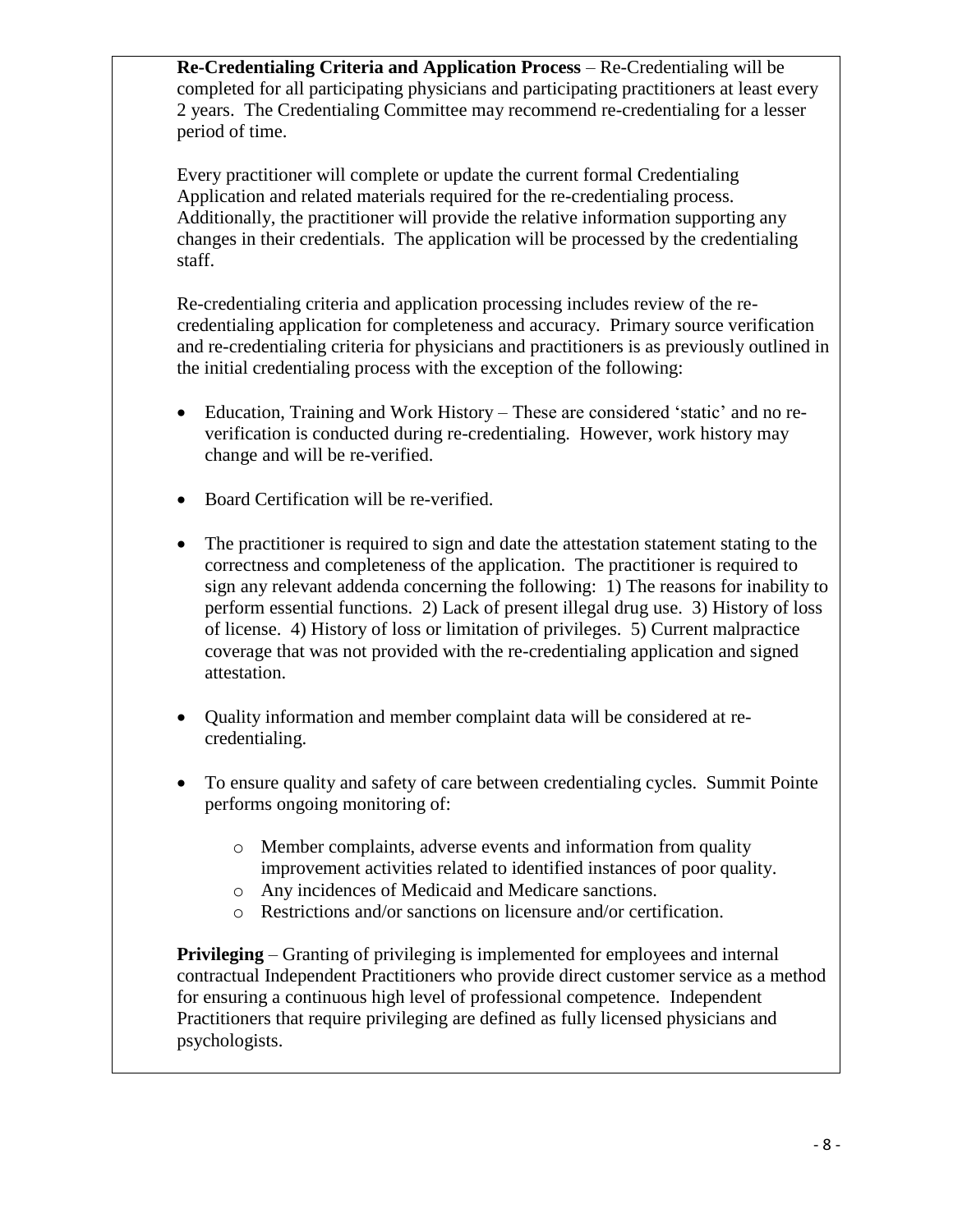**Re-Credentialing Criteria and Application Process** – Re-Credentialing will be completed for all participating physicians and participating practitioners at least every 2 years. The Credentialing Committee may recommend re-credentialing for a lesser period of time.

Every practitioner will complete or update the current formal Credentialing Application and related materials required for the re-credentialing process. Additionally, the practitioner will provide the relative information supporting any changes in their credentials. The application will be processed by the credentialing staff.

Re-credentialing criteria and application processing includes review of the re-credentialing application for completeness and accuracy. Primary source verification and re-credentialing criteria for physicians and practitioners is as previously outlined in the initial credentialing process with the exception of the following:

- Education, Training and Work History – These are considered 'static' and no re-verification is conducted during re-credentialing. However, work history may change and will be re-verified.
- Board Certification will be re-verified.
- The practitioner is required to sign and date the attestation statement stating to the correctness and completeness of the application. The practitioner is required to sign any relevant addenda concerning the following: 1) The reasons for inability to perform essential functions. 2) Lack of present illegal drug use. 3) History of loss of license. 4) History of loss or limitation of privileges. 5) Current malpractice coverage that was not provided with the re-credentialing application and signed attestation.
- Quality information and member complaint data will be considered at re-credentialing.
- To ensure quality and safety of care between credentialing cycles. Summit Pointe performs ongoing monitoring of:
  - Member complaints, adverse events and information from quality improvement activities related to identified instances of poor quality.
  - Any incidences of Medicaid and Medicare sanctions.
  - Restrictions and/or sanctions on licensure and/or certification.

**Privileging** – Granting of privileging is implemented for employees and internal contractual Independent Practitioners who provide direct customer service as a method for ensuring a continuous high level of professional competence. Independent Practitioners that require privileging are defined as fully licensed physicians and psychologists.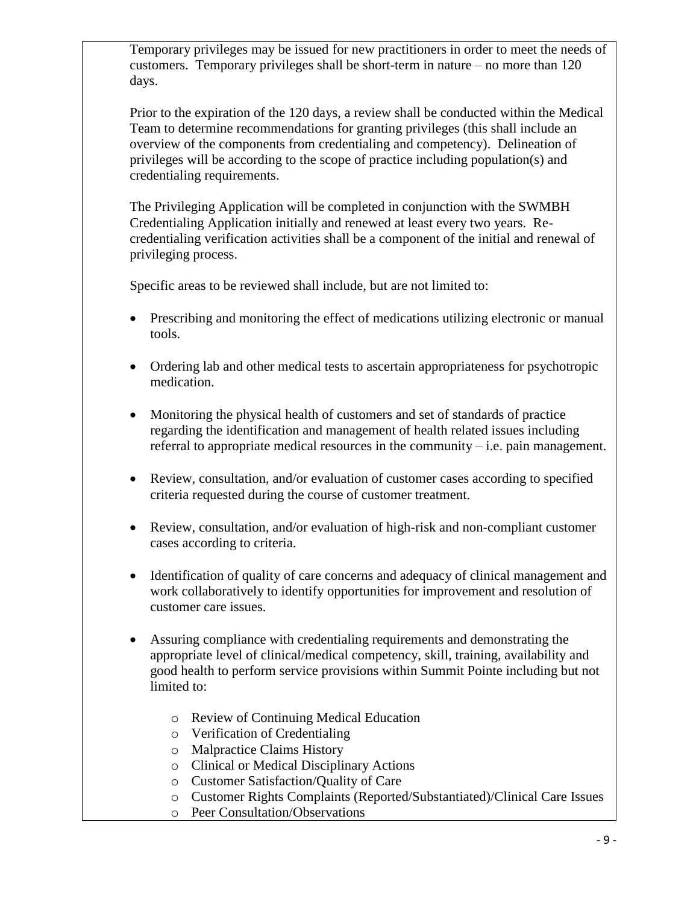Temporary privileges may be issued for new practitioners in order to meet the needs of customers. Temporary privileges shall be short-term in nature – no more than 120 days.

Prior to the expiration of the 120 days, a review shall be conducted within the Medical Team to determine recommendations for granting privileges (this shall include an overview of the components from credentialing and competency). Delineation of privileges will be according to the scope of practice including population(s) and credentialing requirements.

The Privileging Application will be completed in conjunction with the SWMBH Credentialing Application initially and renewed at least every two years. Re-credentialing verification activities shall be a component of the initial and renewal of privileging process.

Specific areas to be reviewed shall include, but are not limited to:

- Prescribing and monitoring the effect of medications utilizing electronic or manual tools.
- Ordering lab and other medical tests to ascertain appropriateness for psychotropic medication.
- Monitoring the physical health of customers and set of standards of practice regarding the identification and management of health related issues including referral to appropriate medical resources in the community – i.e. pain management.
- Review, consultation, and/or evaluation of customer cases according to specified criteria requested during the course of customer treatment.
- Review, consultation, and/or evaluation of high-risk and non-compliant customer cases according to criteria.
- Identification of quality of care concerns and adequacy of clinical management and work collaboratively to identify opportunities for improvement and resolution of customer care issues.
- Assuring compliance with credentialing requirements and demonstrating the appropriate level of clinical/medical competency, skill, training, availability and good health to perform service provisions within Summit Pointe including but not limited to:
    - Review of Continuing Medical Education
    - Verification of Credentialing
    - Malpractice Claims History
    - Clinical or Medical Disciplinary Actions
    - Customer Satisfaction/Quality of Care
    - Customer Rights Complaints (Reported/Substantiated)/Clinical Care Issues
    - Peer Consultation/Observations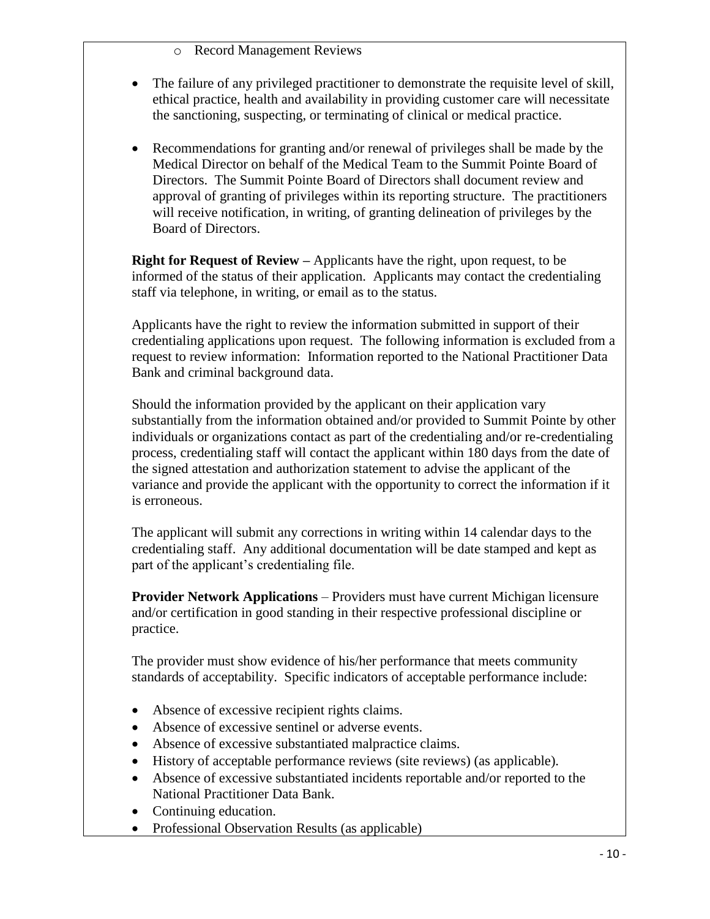- Record Management Reviews

- The failure of any privileged practitioner to demonstrate the requisite level of skill, ethical practice, health and availability in providing customer care will necessitate the sanctioning, suspecting, or terminating of clinical or medical practice.

- Recommendations for granting and/or renewal of privileges shall be made by the Medical Director on behalf of the Medical Team to the Summit Pointe Board of Directors. The Summit Pointe Board of Directors shall document review and approval of granting of privileges within its reporting structure. The practitioners will receive notification, in writing, of granting delineation of privileges by the Board of Directors.

**Right for Request of Review –** Applicants have the right, upon request, to be informed of the status of their application. Applicants may contact the credentialing staff via telephone, in writing, or email as to the status.

Applicants have the right to review the information submitted in support of their credentialing applications upon request. The following information is excluded from a request to review information: Information reported to the National Practitioner Data Bank and criminal background data.

Should the information provided by the applicant on their application vary substantially from the information obtained and/or provided to Summit Pointe by other individuals or organizations contact as part of the credentialing and/or re-credentialing process, credentialing staff will contact the applicant within 180 days from the date of the signed attestation and authorization statement to advise the applicant of the variance and provide the applicant with the opportunity to correct the information if it is erroneous.

The applicant will submit any corrections in writing within 14 calendar days to the credentialing staff. Any additional documentation will be date stamped and kept as part of the applicant's credentialing file.

**Provider Network Applications** – Providers must have current Michigan licensure and/or certification in good standing in their respective professional discipline or practice.

The provider must show evidence of his/her performance that meets community standards of acceptability. Specific indicators of acceptable performance include:

- Absence of excessive recipient rights claims.
- Absence of excessive sentinel or adverse events.
- Absence of excessive substantiated malpractice claims.
- History of acceptable performance reviews (site reviews) (as applicable).
- Absence of excessive substantiated incidents reportable and/or reported to the National Practitioner Data Bank.
- Continuing education.
- Professional Observation Results (as applicable)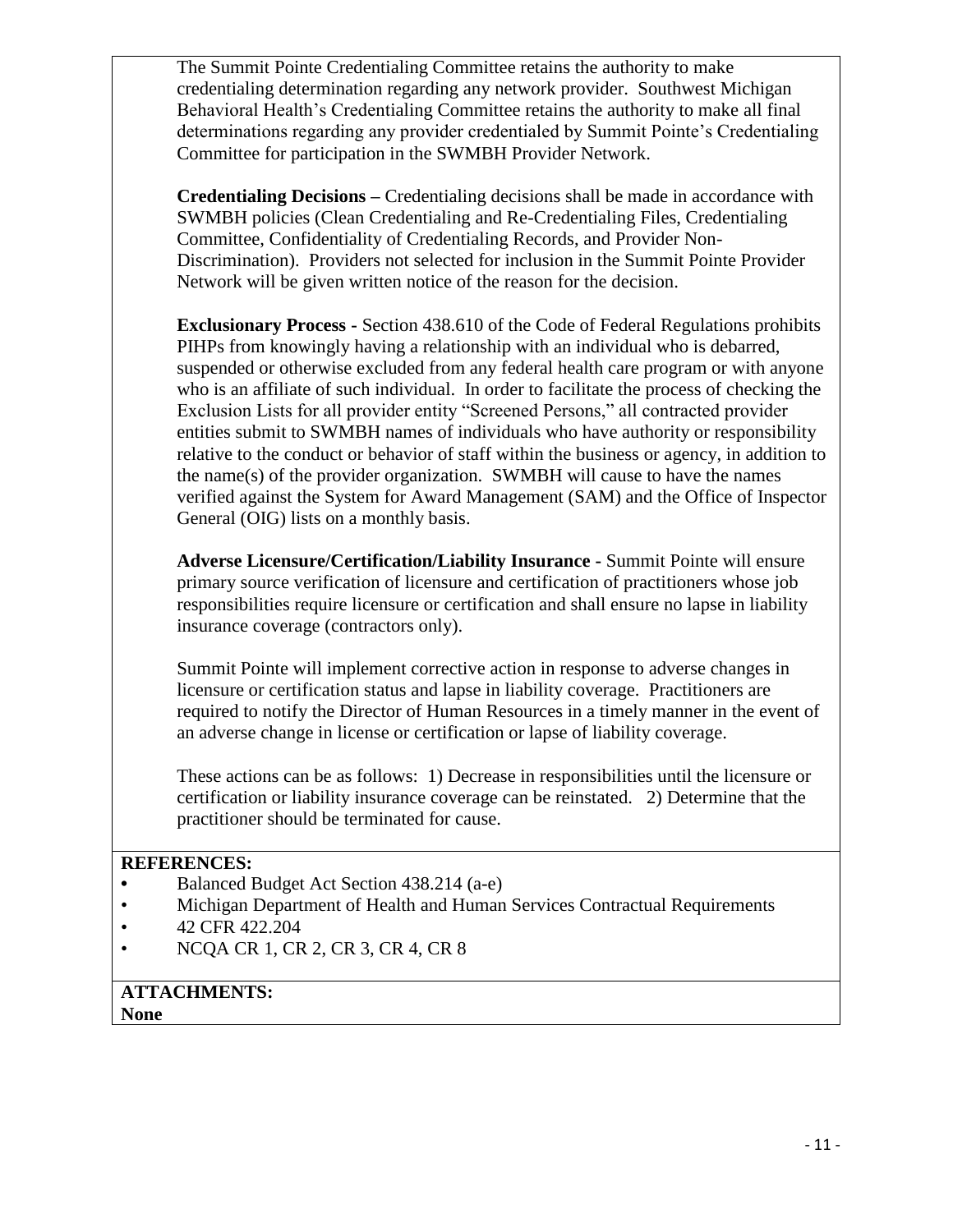The Summit Pointe Credentialing Committee retains the authority to make credentialing determination regarding any network provider. Southwest Michigan Behavioral Health's Credentialing Committee retains the authority to make all final determinations regarding any provider credentialed by Summit Pointe's Credentialing Committee for participation in the SWMBH Provider Network.

**Credentialing Decisions –** Credentialing decisions shall be made in accordance with SWMBH policies (Clean Credentialing and Re-Credentialing Files, Credentialing Committee, Confidentiality of Credentialing Records, and Provider Non-Discrimination). Providers not selected for inclusion in the Summit Pointe Provider Network will be given written notice of the reason for the decision.

**Exclusionary Process -** Section 438.610 of the Code of Federal Regulations prohibits PIHPs from knowingly having a relationship with an individual who is debarred, suspended or otherwise excluded from any federal health care program or with anyone who is an affiliate of such individual. In order to facilitate the process of checking the Exclusion Lists for all provider entity "Screened Persons," all contracted provider entities submit to SWMBH names of individuals who have authority or responsibility relative to the conduct or behavior of staff within the business or agency, in addition to the name(s) of the provider organization. SWMBH will cause to have the names verified against the System for Award Management (SAM) and the Office of Inspector General (OIG) lists on a monthly basis.

**Adverse Licensure/Certification/Liability Insurance -** Summit Pointe will ensure primary source verification of licensure and certification of practitioners whose job responsibilities require licensure or certification and shall ensure no lapse in liability insurance coverage (contractors only).

Summit Pointe will implement corrective action in response to adverse changes in licensure or certification status and lapse in liability coverage. Practitioners are required to notify the Director of Human Resources in a timely manner in the event of an adverse change in license or certification or lapse of liability coverage.

These actions can be as follows: 1) Decrease in responsibilities until the licensure or certification or liability insurance coverage can be reinstated. 2) Determine that the practitioner should be terminated for cause.

**REFERENCES:**

- Balanced Budget Act Section 438.214 (a-e)
- Michigan Department of Health and Human Services Contractual Requirements
- 42 CFR 422.204
- NCQA CR 1, CR 2, CR 3, CR 4, CR 8

**ATTACHMENTS:**
**None**